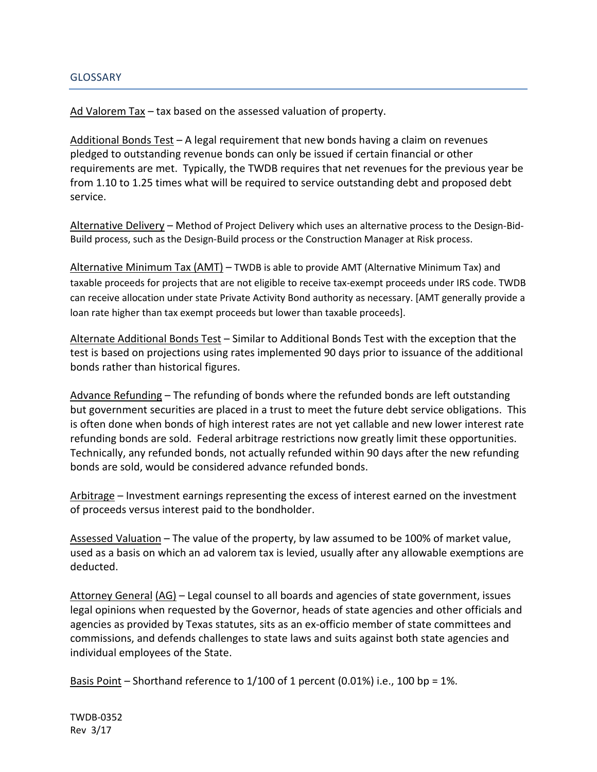## GLOSSARY

Ad Valorem Tax – tax based on the assessed valuation of property.

Additional Bonds Test – A legal requirement that new bonds having a claim on revenues pledged to outstanding revenue bonds can only be issued if certain financial or other requirements are met. Typically, the TWDB requires that net revenues for the previous year be from 1.10 to 1.25 times what will be required to service outstanding debt and proposed debt service.

Alternative Delivery – Method of Project Delivery which uses an alternative process to the Design-Bid-Build process, such as the Design-Build process or the Construction Manager at Risk process.

Alternative Minimum Tax (AMT) – TWDB is able to provide AMT (Alternative Minimum Tax) and taxable proceeds for projects that are not eligible to receive tax-exempt proceeds under IRS code. TWDB can receive allocation under state Private Activity Bond authority as necessary. [AMT generally provide a loan rate higher than tax exempt proceeds but lower than taxable proceeds].

Alternate Additional Bonds Test – Similar to Additional Bonds Test with the exception that the test is based on projections using rates implemented 90 days prior to issuance of the additional bonds rather than historical figures.

Advance Refunding – The refunding of bonds where the refunded bonds are left outstanding but government securities are placed in a trust to meet the future debt service obligations. This is often done when bonds of high interest rates are not yet callable and new lower interest rate refunding bonds are sold. Federal arbitrage restrictions now greatly limit these opportunities. Technically, any refunded bonds, not actually refunded within 90 days after the new refunding bonds are sold, would be considered advance refunded bonds.

Arbitrage – Investment earnings representing the excess of interest earned on the investment of proceeds versus interest paid to the bondholder.

Assessed Valuation – The value of the property, by law assumed to be 100% of market value, used as a basis on which an ad valorem tax is levied, usually after any allowable exemptions are deducted.

Attorney General (AG) – Legal counsel to all boards and agencies of state government, issues legal opinions when requested by the Governor, heads of state agencies and other officials and agencies as provided by Texas statutes, sits as an ex-officio member of state committees and commissions, and defends challenges to state laws and suits against both state agencies and individual employees of the State.

Basis Point – Shorthand reference to 1/100 of 1 percent (0.01%) i.e., 100 bp = 1%.

TWDB-0352
Rev 3/17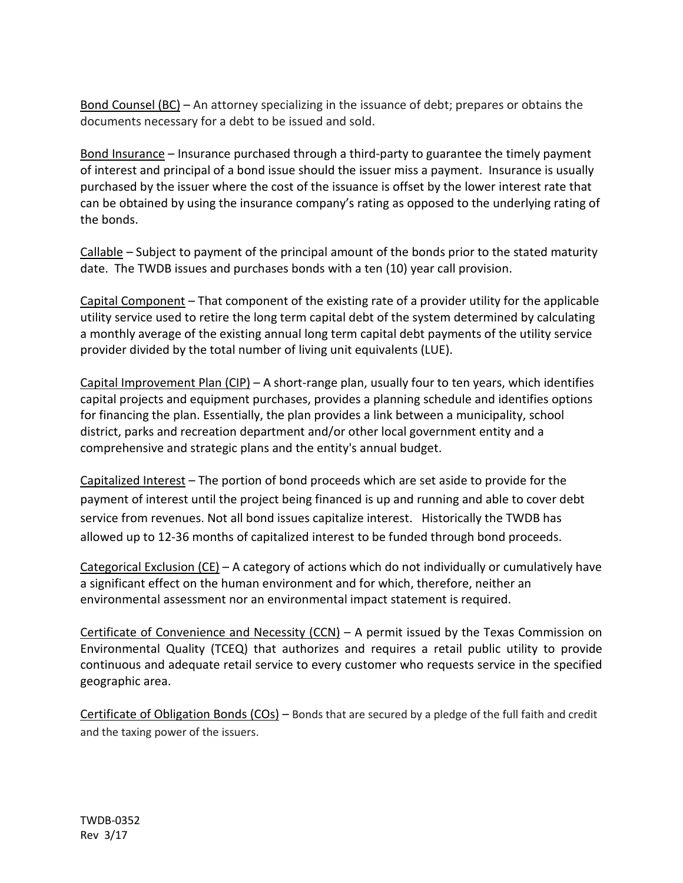Bond Counsel (BC) – An attorney specializing in the issuance of debt; prepares or obtains the documents necessary for a debt to be issued and sold.

Bond Insurance – Insurance purchased through a third-party to guarantee the timely payment of interest and principal of a bond issue should the issuer miss a payment. Insurance is usually purchased by the issuer where the cost of the issuance is offset by the lower interest rate that can be obtained by using the insurance company's rating as opposed to the underlying rating of the bonds.

Callable – Subject to payment of the principal amount of the bonds prior to the stated maturity date. The TWDB issues and purchases bonds with a ten (10) year call provision.

Capital Component – That component of the existing rate of a provider utility for the applicable utility service used to retire the long term capital debt of the system determined by calculating a monthly average of the existing annual long term capital debt payments of the utility service provider divided by the total number of living unit equivalents (LUE).

Capital Improvement Plan (CIP) – A short-range plan, usually four to ten years, which identifies capital projects and equipment purchases, provides a planning schedule and identifies options for financing the plan. Essentially, the plan provides a link between a municipality, school district, parks and recreation department and/or other local government entity and a comprehensive and strategic plans and the entity's annual budget.

Capitalized Interest – The portion of bond proceeds which are set aside to provide for the payment of interest until the project being financed is up and running and able to cover debt service from revenues. Not all bond issues capitalize interest. Historically the TWDB has allowed up to 12-36 months of capitalized interest to be funded through bond proceeds.

Categorical Exclusion (CE) – A category of actions which do not individually or cumulatively have a significant effect on the human environment and for which, therefore, neither an environmental assessment nor an environmental impact statement is required.

Certificate of Convenience and Necessity (CCN) – A permit issued by the Texas Commission on Environmental Quality (TCEQ) that authorizes and requires a retail public utility to provide continuous and adequate retail service to every customer who requests service in the specified geographic area.

Certificate of Obligation Bonds (COs) – Bonds that are secured by a pledge of the full faith and credit and the taxing power of the issuers.

TWDB-0352
Rev 3/17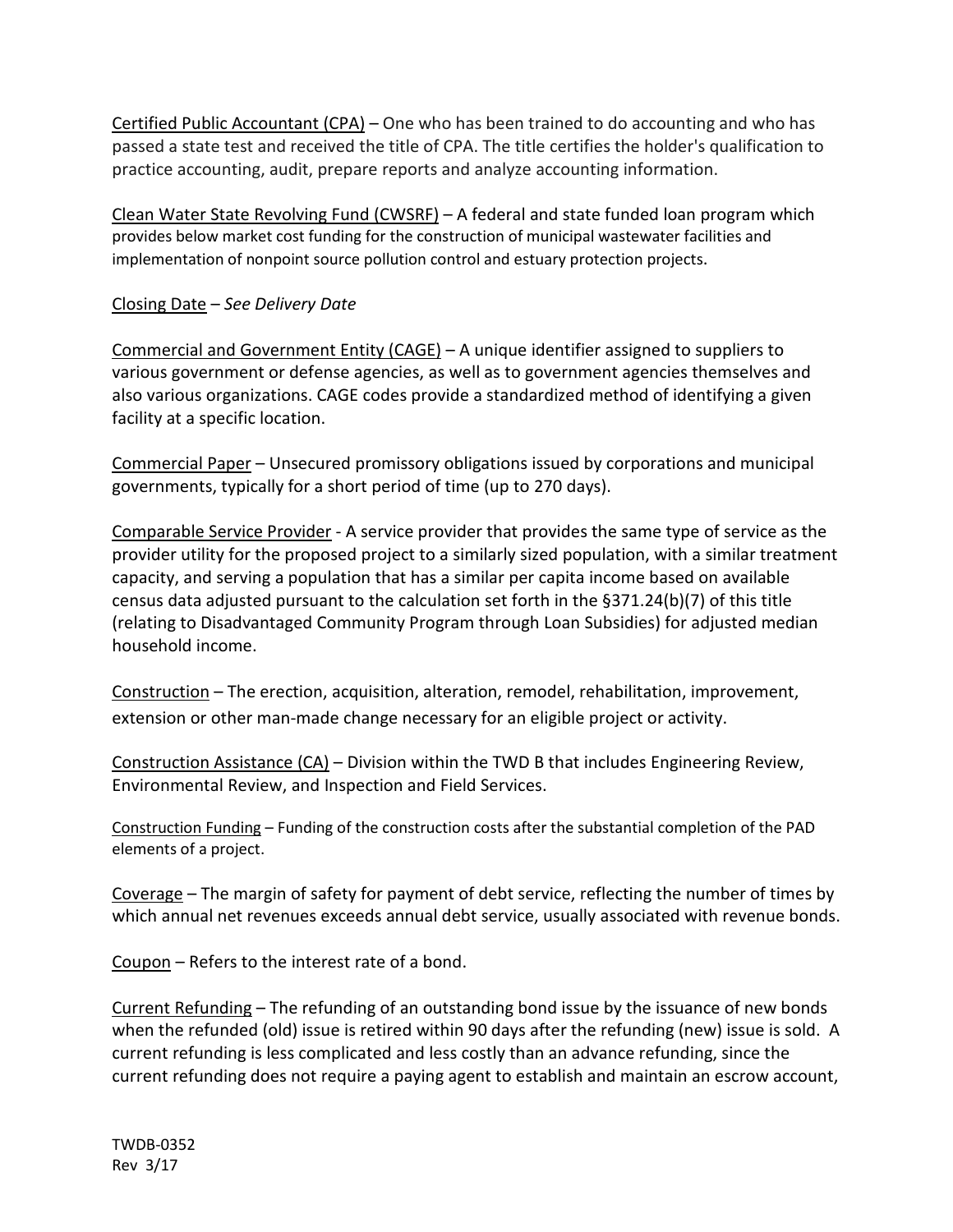Certified Public Accountant (CPA) – One who has been trained to do accounting and who has passed a state test and received the title of CPA. The title certifies the holder's qualification to practice accounting, audit, prepare reports and analyze accounting information.

Clean Water State Revolving Fund (CWSRF) – A federal and state funded loan program which provides below market cost funding for the construction of municipal wastewater facilities and implementation of nonpoint source pollution control and estuary protection projects.

Closing Date – *See Delivery Date*

Commercial and Government Entity (CAGE) – A unique identifier assigned to suppliers to various government or defense agencies, as well as to government agencies themselves and also various organizations. CAGE codes provide a standardized method of identifying a given facility at a specific location.

Commercial Paper – Unsecured promissory obligations issued by corporations and municipal governments, typically for a short period of time (up to 270 days).

Comparable Service Provider - A service provider that provides the same type of service as the provider utility for the proposed project to a similarly sized population, with a similar treatment capacity, and serving a population that has a similar per capita income based on available census data adjusted pursuant to the calculation set forth in the §371.24(b)(7) of this title (relating to Disadvantaged Community Program through Loan Subsidies) for adjusted median household income.

Construction – The erection, acquisition, alteration, remodel, rehabilitation, improvement, extension or other man-made change necessary for an eligible project or activity.

Construction Assistance (CA) – Division within the TWD B that includes Engineering Review, Environmental Review, and Inspection and Field Services.

Construction Funding – Funding of the construction costs after the substantial completion of the PAD elements of a project.

Coverage – The margin of safety for payment of debt service, reflecting the number of times by which annual net revenues exceeds annual debt service, usually associated with revenue bonds.

Coupon – Refers to the interest rate of a bond.

Current Refunding – The refunding of an outstanding bond issue by the issuance of new bonds when the refunded (old) issue is retired within 90 days after the refunding (new) issue is sold. A current refunding is less complicated and less costly than an advance refunding, since the current refunding does not require a paying agent to establish and maintain an escrow account,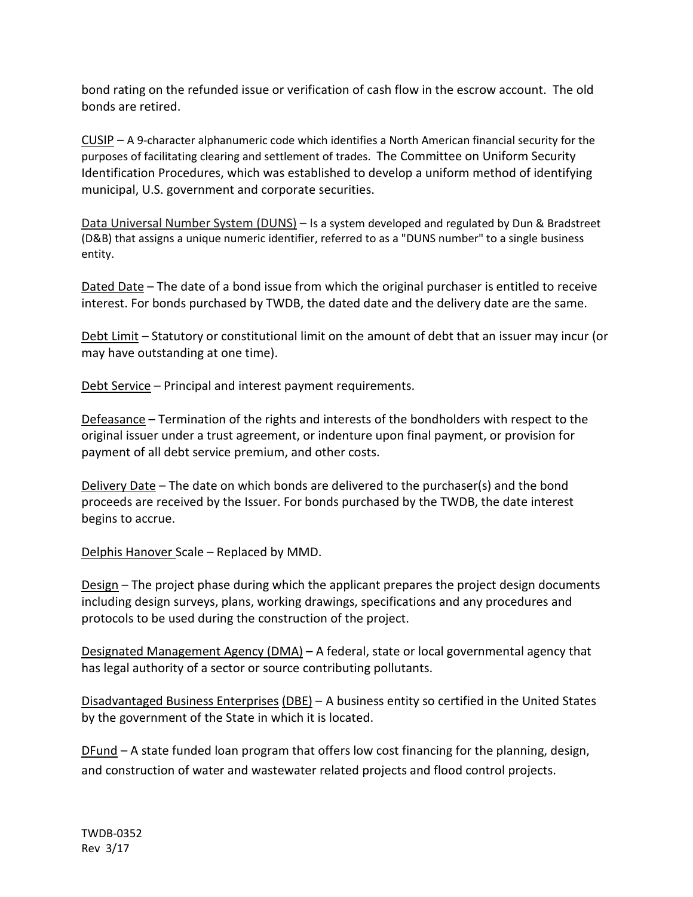bond rating on the refunded issue or verification of cash flow in the escrow account. The old bonds are retired.

<u>CUSIP</u> – A 9-character alphanumeric code which identifies a North American financial security for the purposes of facilitating clearing and settlement of trades. The Committee on Uniform Security Identification Procedures, which was established to develop a uniform method of identifying municipal, U.S. government and corporate securities.

<u>Data Universal Number System (DUNS)</u> – Is a system developed and regulated by Dun & Bradstreet (D&B) that assigns a unique numeric identifier, referred to as a "DUNS number" to a single business entity.

<u>Dated Date</u> – The date of a bond issue from which the original purchaser is entitled to receive interest. For bonds purchased by TWDB, the dated date and the delivery date are the same.

<u>Debt Limit</u> – Statutory or constitutional limit on the amount of debt that an issuer may incur (or may have outstanding at one time).

<u>Debt Service</u> – Principal and interest payment requirements.

<u>Defeasance</u> – Termination of the rights and interests of the bondholders with respect to the original issuer under a trust agreement, or indenture upon final payment, or provision for payment of all debt service premium, and other costs.

<u>Delivery Date</u> – The date on which bonds are delivered to the purchaser(s) and the bond proceeds are received by the Issuer. For bonds purchased by the TWDB, the date interest begins to accrue.

<u>Delphis Hanover</u> Scale – Replaced by MMD.

<u>Design</u> – The project phase during which the applicant prepares the project design documents including design surveys, plans, working drawings, specifications and any procedures and protocols to be used during the construction of the project.

<u>Designated Management Agency (DMA)</u> – A federal, state or local governmental agency that has legal authority of a sector or source contributing pollutants.

<u>Disadvantaged Business Enterprises (DBE)</u> – A business entity so certified in the United States by the government of the State in which it is located.

<u>DFund</u> – A state funded loan program that offers low cost financing for the planning, design, and construction of water and wastewater related projects and flood control projects.

TWDB-0352
Rev 3/17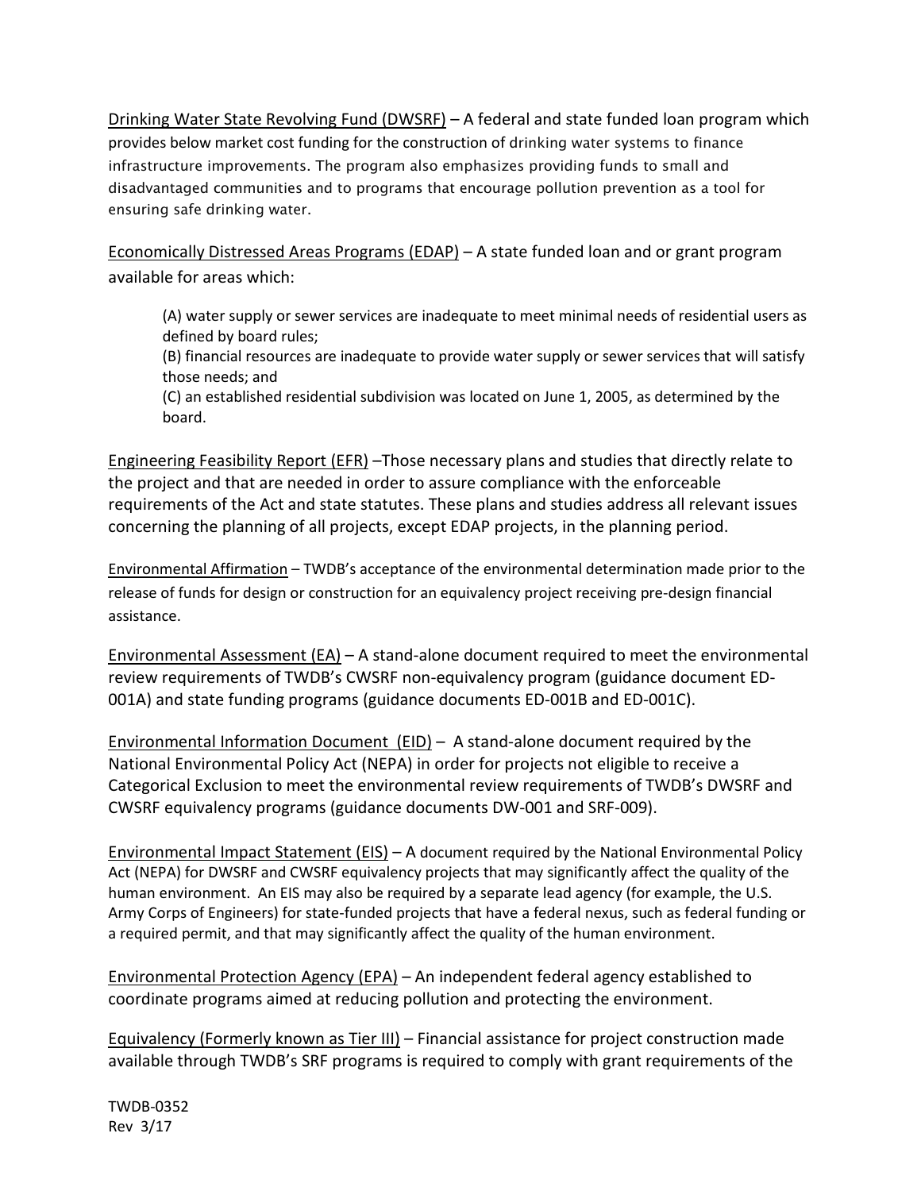Drinking Water State Revolving Fund (DWSRF) – A federal and state funded loan program which provides below market cost funding for the construction of drinking water systems to finance infrastructure improvements. The program also emphasizes providing funds to small and disadvantaged communities and to programs that encourage pollution prevention as a tool for ensuring safe drinking water.

Economically Distressed Areas Programs (EDAP) – A state funded loan and or grant program available for areas which:

> (A) water supply or sewer services are inadequate to meet minimal needs of residential users as defined by board rules;
> (B) financial resources are inadequate to provide water supply or sewer services that will satisfy those needs; and
> (C) an established residential subdivision was located on June 1, 2005, as determined by the board.

Engineering Feasibility Report (EFR) –Those necessary plans and studies that directly relate to the project and that are needed in order to assure compliance with the enforceable requirements of the Act and state statutes. These plans and studies address all relevant issues concerning the planning of all projects, except EDAP projects, in the planning period.

Environmental Affirmation – TWDB's acceptance of the environmental determination made prior to the release of funds for design or construction for an equivalency project receiving pre-design financial assistance.

Environmental Assessment (EA) – A stand-alone document required to meet the environmental review requirements of TWDB's CWSRF non-equivalency program (guidance document ED-001A) and state funding programs (guidance documents ED-001B and ED-001C).

Environmental Information Document (EID) – A stand-alone document required by the National Environmental Policy Act (NEPA) in order for projects not eligible to receive a Categorical Exclusion to meet the environmental review requirements of TWDB's DWSRF and CWSRF equivalency programs (guidance documents DW-001 and SRF-009).

Environmental Impact Statement (EIS) – A document required by the National Environmental Policy Act (NEPA) for DWSRF and CWSRF equivalency projects that may significantly affect the quality of the human environment. An EIS may also be required by a separate lead agency (for example, the U.S. Army Corps of Engineers) for state-funded projects that have a federal nexus, such as federal funding or a required permit, and that may significantly affect the quality of the human environment.

Environmental Protection Agency (EPA) – An independent federal agency established to coordinate programs aimed at reducing pollution and protecting the environment.

Equivalency (Formerly known as Tier III) – Financial assistance for project construction made available through TWDB's SRF programs is required to comply with grant requirements of the

TWDB-0352
Rev 3/17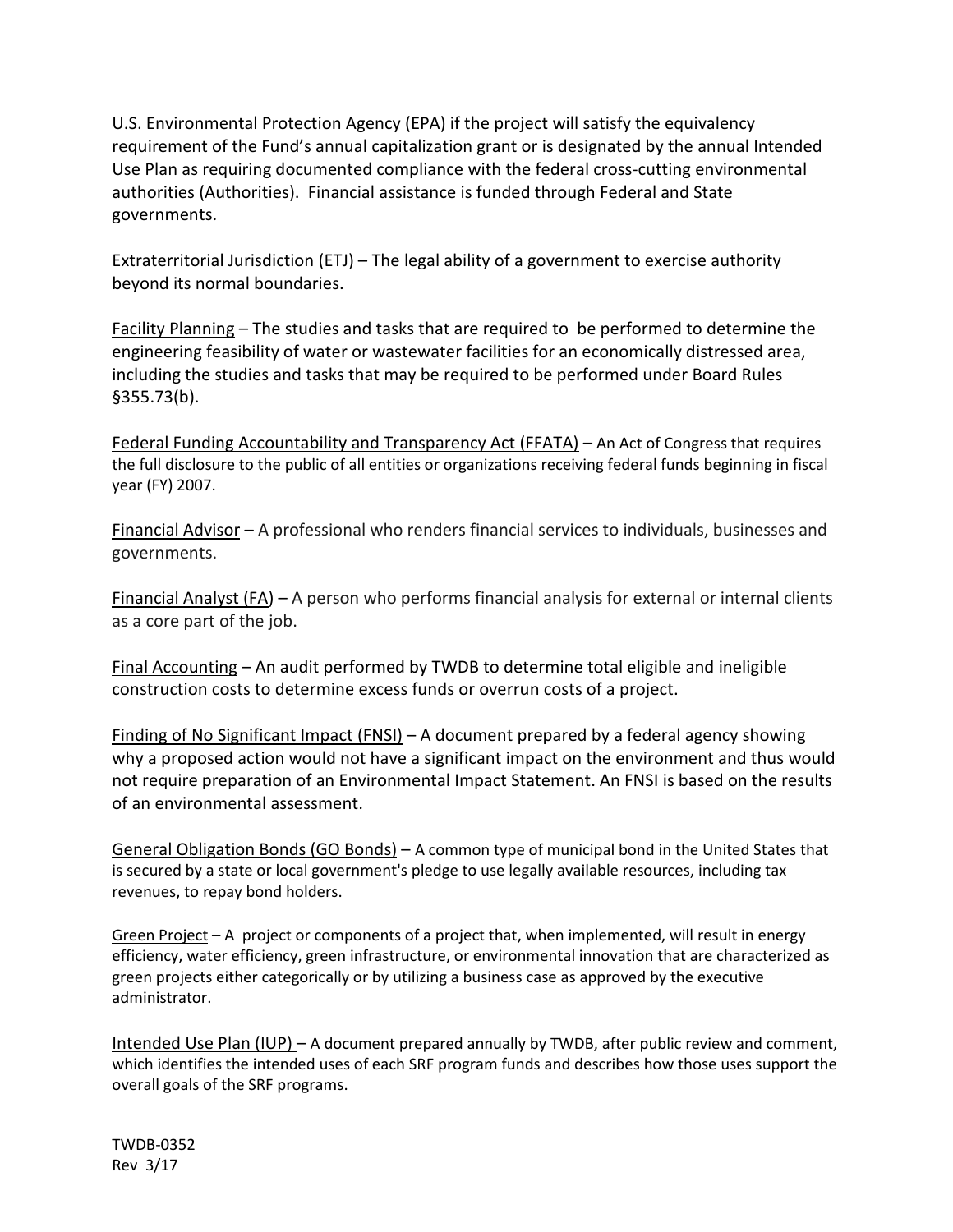U.S. Environmental Protection Agency (EPA) if the project will satisfy the equivalency requirement of the Fund's annual capitalization grant or is designated by the annual Intended Use Plan as requiring documented compliance with the federal cross-cutting environmental authorities (Authorities). Financial assistance is funded through Federal and State governments.

Extraterritorial Jurisdiction (ETJ) – The legal ability of a government to exercise authority beyond its normal boundaries.

Facility Planning – The studies and tasks that are required to be performed to determine the engineering feasibility of water or wastewater facilities for an economically distressed area, including the studies and tasks that may be required to be performed under Board Rules §355.73(b).

Federal Funding Accountability and Transparency Act (FFATA) – An Act of Congress that requires the full disclosure to the public of all entities or organizations receiving federal funds beginning in fiscal year (FY) 2007.

Financial Advisor – A professional who renders financial services to individuals, businesses and governments.

Financial Analyst (FA) – A person who performs financial analysis for external or internal clients as a core part of the job.

Final Accounting – An audit performed by TWDB to determine total eligible and ineligible construction costs to determine excess funds or overrun costs of a project.

Finding of No Significant Impact (FNSI) – A document prepared by a federal agency showing why a proposed action would not have a significant impact on the environment and thus would not require preparation of an Environmental Impact Statement. An FNSI is based on the results of an environmental assessment.

General Obligation Bonds (GO Bonds) – A common type of municipal bond in the United States that is secured by a state or local government's pledge to use legally available resources, including tax revenues, to repay bond holders.

Green Project – A project or components of a project that, when implemented, will result in energy efficiency, water efficiency, green infrastructure, or environmental innovation that are characterized as green projects either categorically or by utilizing a business case as approved by the executive administrator.

Intended Use Plan (IUP) – A document prepared annually by TWDB, after public review and comment, which identifies the intended uses of each SRF program funds and describes how those uses support the overall goals of the SRF programs.

TWDB-0352
Rev 3/17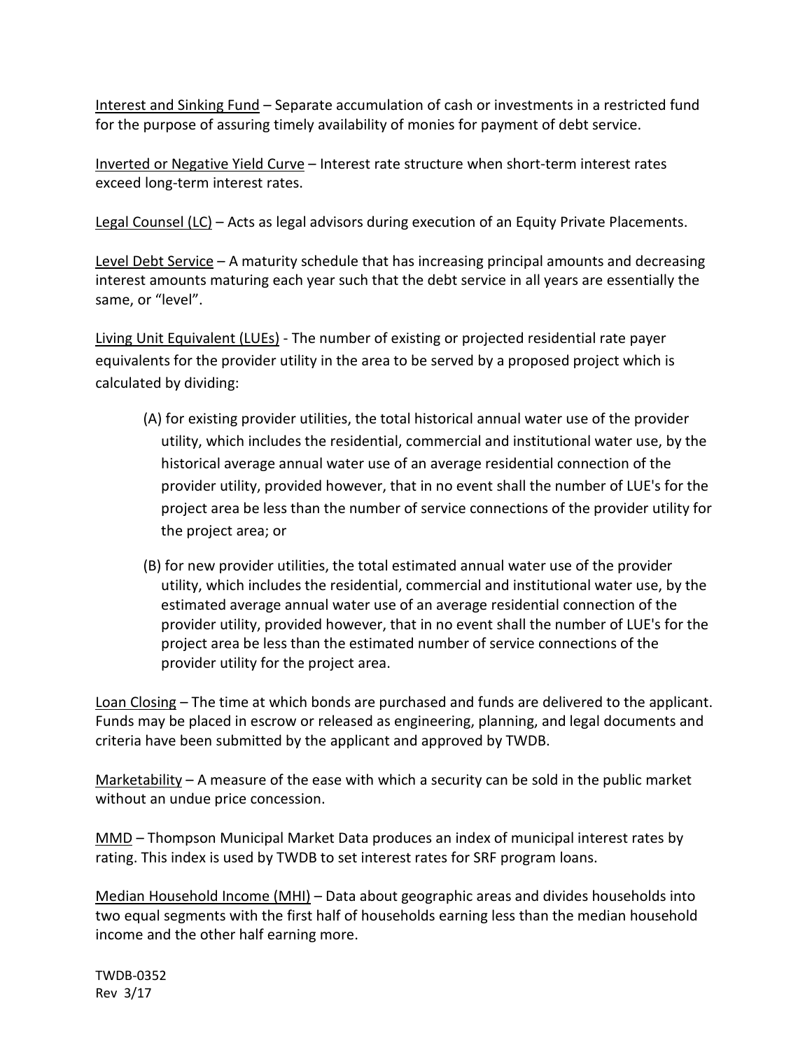Interest and Sinking Fund – Separate accumulation of cash or investments in a restricted fund for the purpose of assuring timely availability of monies for payment of debt service.

Inverted or Negative Yield Curve – Interest rate structure when short-term interest rates exceed long-term interest rates.

Legal Counsel (LC) – Acts as legal advisors during execution of an Equity Private Placements.

Level Debt Service – A maturity schedule that has increasing principal amounts and decreasing interest amounts maturing each year such that the debt service in all years are essentially the same, or "level".

Living Unit Equivalent (LUEs) - The number of existing or projected residential rate payer equivalents for the provider utility in the area to be served by a proposed project which is calculated by dividing:

(A) for existing provider utilities, the total historical annual water use of the provider utility, which includes the residential, commercial and institutional water use, by the historical average annual water use of an average residential connection of the provider utility, provided however, that in no event shall the number of LUE's for the project area be less than the number of service connections of the provider utility for the project area; or

(B) for new provider utilities, the total estimated annual water use of the provider utility, which includes the residential, commercial and institutional water use, by the estimated average annual water use of an average residential connection of the provider utility, provided however, that in no event shall the number of LUE's for the project area be less than the estimated number of service connections of the provider utility for the project area.

Loan Closing – The time at which bonds are purchased and funds are delivered to the applicant. Funds may be placed in escrow or released as engineering, planning, and legal documents and criteria have been submitted by the applicant and approved by TWDB.

Marketability – A measure of the ease with which a security can be sold in the public market without an undue price concession.

MMD – Thompson Municipal Market Data produces an index of municipal interest rates by rating. This index is used by TWDB to set interest rates for SRF program loans.

Median Household Income (MHI) – Data about geographic areas and divides households into two equal segments with the first half of households earning less than the median household income and the other half earning more.

TWDB-0352
Rev 3/17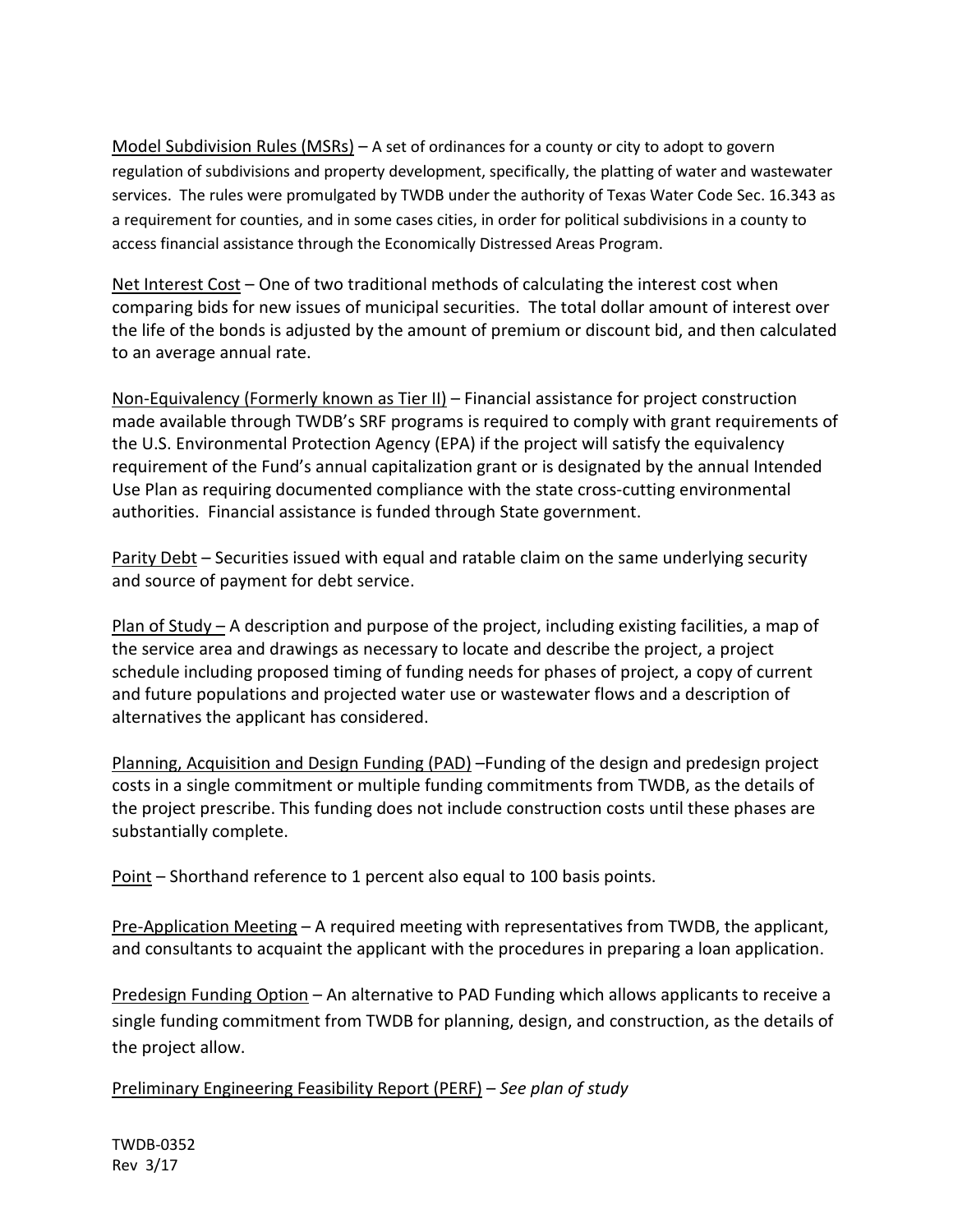Model Subdivision Rules (MSRs) – A set of ordinances for a county or city to adopt to govern regulation of subdivisions and property development, specifically, the platting of water and wastewater services. The rules were promulgated by TWDB under the authority of Texas Water Code Sec. 16.343 as a requirement for counties, and in some cases cities, in order for political subdivisions in a county to access financial assistance through the Economically Distressed Areas Program.

Net Interest Cost – One of two traditional methods of calculating the interest cost when comparing bids for new issues of municipal securities. The total dollar amount of interest over the life of the bonds is adjusted by the amount of premium or discount bid, and then calculated to an average annual rate.

Non-Equivalency (Formerly known as Tier II) – Financial assistance for project construction made available through TWDB's SRF programs is required to comply with grant requirements of the U.S. Environmental Protection Agency (EPA) if the project will satisfy the equivalency requirement of the Fund's annual capitalization grant or is designated by the annual Intended Use Plan as requiring documented compliance with the state cross-cutting environmental authorities. Financial assistance is funded through State government.

Parity Debt – Securities issued with equal and ratable claim on the same underlying security and source of payment for debt service.

Plan of Study – A description and purpose of the project, including existing facilities, a map of the service area and drawings as necessary to locate and describe the project, a project schedule including proposed timing of funding needs for phases of project, a copy of current and future populations and projected water use or wastewater flows and a description of alternatives the applicant has considered.

Planning, Acquisition and Design Funding (PAD) –Funding of the design and predesign project costs in a single commitment or multiple funding commitments from TWDB, as the details of the project prescribe. This funding does not include construction costs until these phases are substantially complete.

Point – Shorthand reference to 1 percent also equal to 100 basis points.

Pre-Application Meeting – A required meeting with representatives from TWDB, the applicant, and consultants to acquaint the applicant with the procedures in preparing a loan application.

Predesign Funding Option – An alternative to PAD Funding which allows applicants to receive a single funding commitment from TWDB for planning, design, and construction, as the details of the project allow.

Preliminary Engineering Feasibility Report (PERF) – *See plan of study*

TWDB-0352
Rev 3/17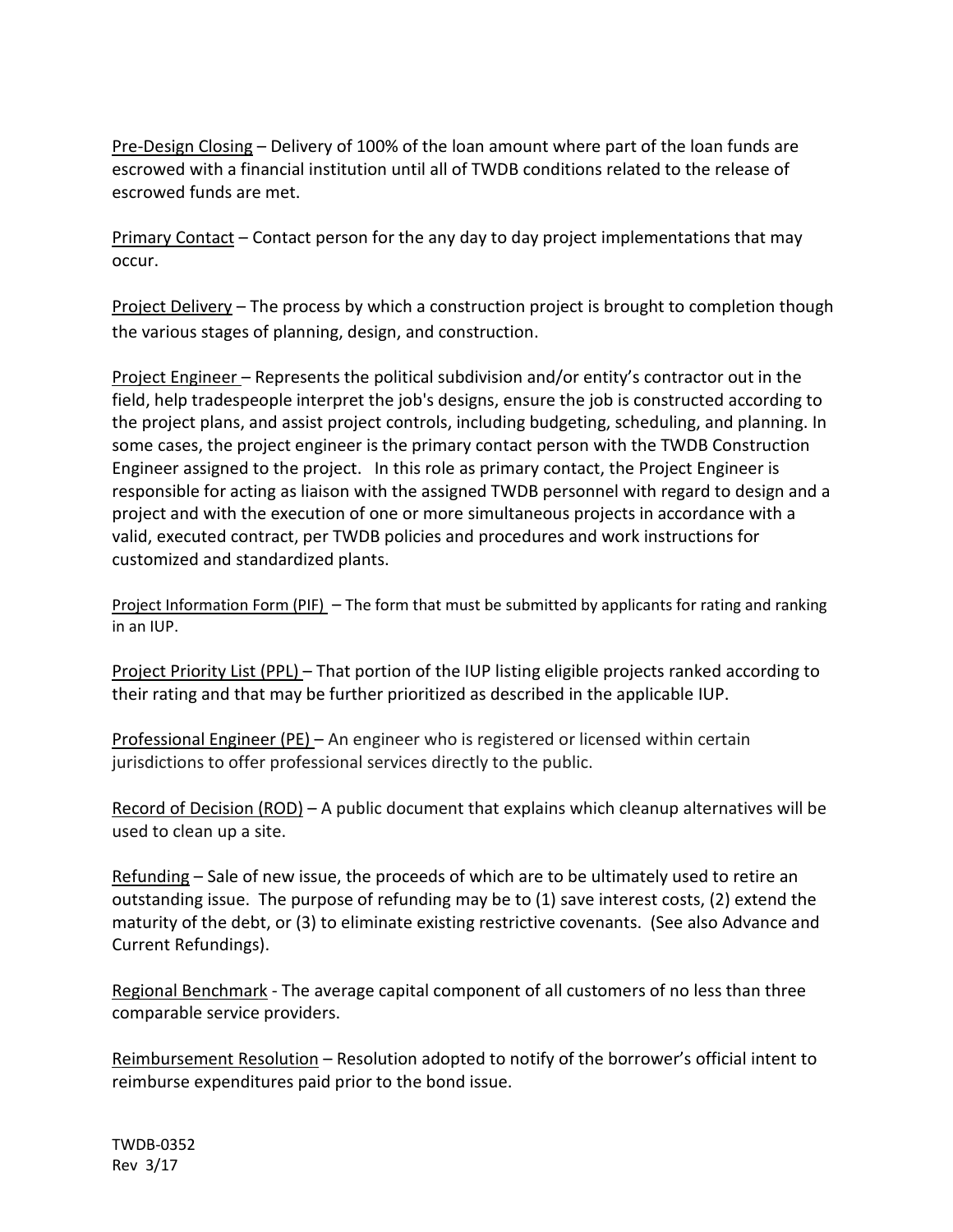<u>Pre-Design Closing</u> – Delivery of 100% of the loan amount where part of the loan funds are escrowed with a financial institution until all of TWDB conditions related to the release of escrowed funds are met.

<u>Primary Contact</u> – Contact person for the any day to day project implementations that may occur.

<u>Project Delivery</u> – The process by which a construction project is brought to completion though the various stages of planning, design, and construction.

<u>Project Engineer</u> – Represents the political subdivision and/or entity's contractor out in the field, help tradespeople interpret the job's designs, ensure the job is constructed according to the project plans, and assist project controls, including budgeting, scheduling, and planning. In some cases, the project engineer is the primary contact person with the TWDB Construction Engineer assigned to the project. In this role as primary contact, the Project Engineer is responsible for acting as liaison with the assigned TWDB personnel with regard to design and a project and with the execution of one or more simultaneous projects in accordance with a valid, executed contract, per TWDB policies and procedures and work instructions for customized and standardized plants.

<u>Project Information Form (PIF)</u> – The form that must be submitted by applicants for rating and ranking in an IUP.

<u>Project Priority List (PPL)</u> – That portion of the IUP listing eligible projects ranked according to their rating and that may be further prioritized as described in the applicable IUP.

<u>Professional Engineer (PE)</u> – An engineer who is registered or licensed within certain jurisdictions to offer professional services directly to the public.

<u>Record of Decision (ROD)</u> – A public document that explains which cleanup alternatives will be used to clean up a site.

<u>Refunding</u> – Sale of new issue, the proceeds of which are to be ultimately used to retire an outstanding issue. The purpose of refunding may be to (1) save interest costs, (2) extend the maturity of the debt, or (3) to eliminate existing restrictive covenants. (See also Advance and Current Refundings).

<u>Regional Benchmark</u> - The average capital component of all customers of no less than three comparable service providers.

<u>Reimbursement Resolution</u> – Resolution adopted to notify of the borrower's official intent to reimburse expenditures paid prior to the bond issue.

TWDB-0352
Rev 3/17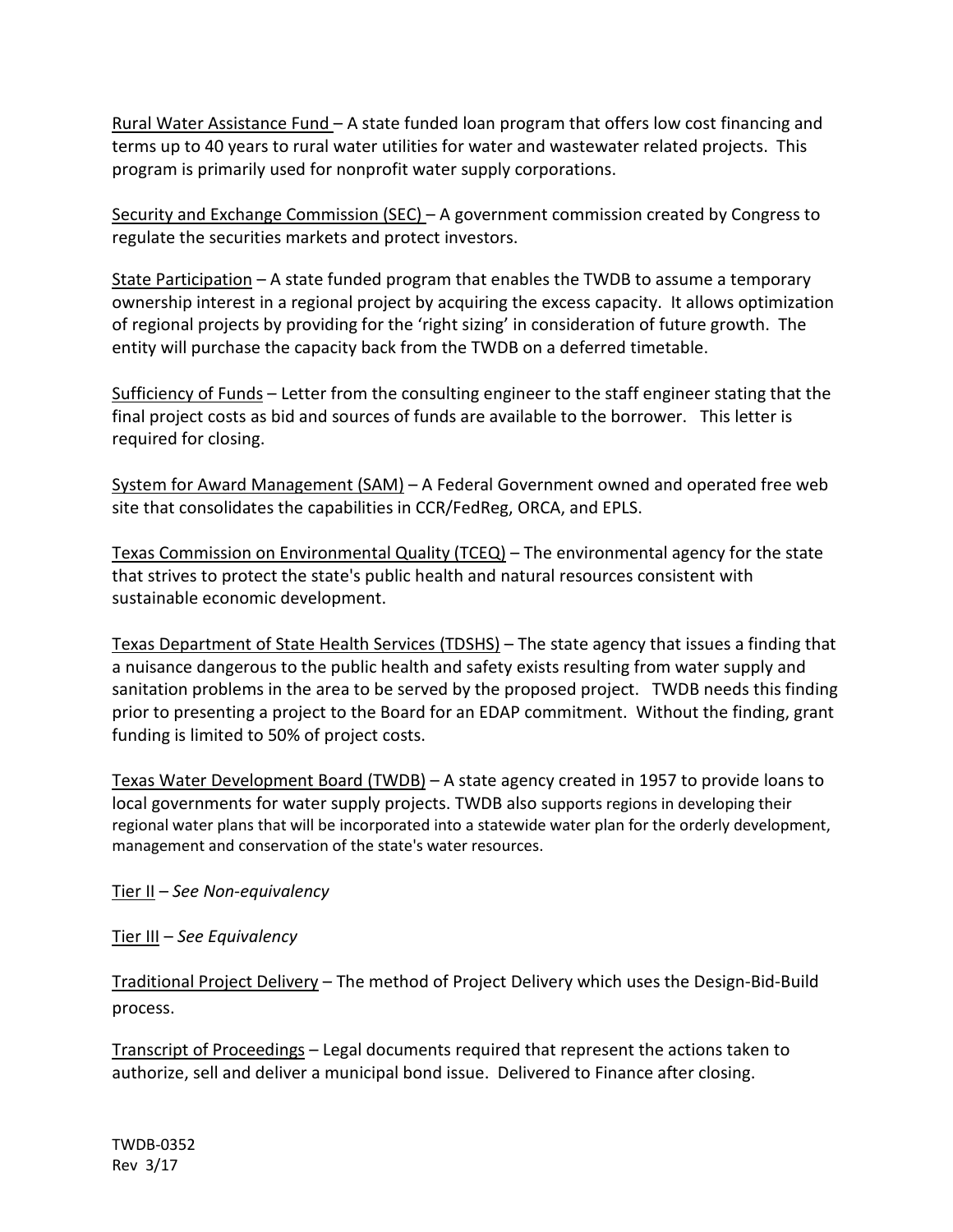<u>Rural Water Assistance Fund</u> – A state funded loan program that offers low cost financing and terms up to 40 years to rural water utilities for water and wastewater related projects. This program is primarily used for nonprofit water supply corporations.

<u>Security and Exchange Commission (SEC)</u> – A government commission created by Congress to regulate the securities markets and protect investors.

<u>State Participation</u> – A state funded program that enables the TWDB to assume a temporary ownership interest in a regional project by acquiring the excess capacity. It allows optimization of regional projects by providing for the 'right sizing' in consideration of future growth. The entity will purchase the capacity back from the TWDB on a deferred timetable.

<u>Sufficiency of Funds</u> – Letter from the consulting engineer to the staff engineer stating that the final project costs as bid and sources of funds are available to the borrower. This letter is required for closing.

<u>System for Award Management (SAM)</u> – A Federal Government owned and operated free web site that consolidates the capabilities in CCR/FedReg, ORCA, and EPLS.

<u>Texas Commission on Environmental Quality (TCEQ)</u> – The environmental agency for the state that strives to protect the state's public health and natural resources consistent with sustainable economic development.

<u>Texas Department of State Health Services (TDSHS)</u> – The state agency that issues a finding that a nuisance dangerous to the public health and safety exists resulting from water supply and sanitation problems in the area to be served by the proposed project. TWDB needs this finding prior to presenting a project to the Board for an EDAP commitment. Without the finding, grant funding is limited to 50% of project costs.

<u>Texas Water Development Board (TWDB)</u> – A state agency created in 1957 to provide loans to local governments for water supply projects. TWDB also supports regions in developing their regional water plans that will be incorporated into a statewide water plan for the orderly development, management and conservation of the state's water resources.

<u>Tier II</u> – *See Non-equivalency*

<u>Tier III</u> – *See Equivalency*

<u>Traditional Project Delivery</u> – The method of Project Delivery which uses the Design-Bid-Build process.

<u>Transcript of Proceedings</u> – Legal documents required that represent the actions taken to authorize, sell and deliver a municipal bond issue. Delivered to Finance after closing.

TWDB-0352
Rev 3/17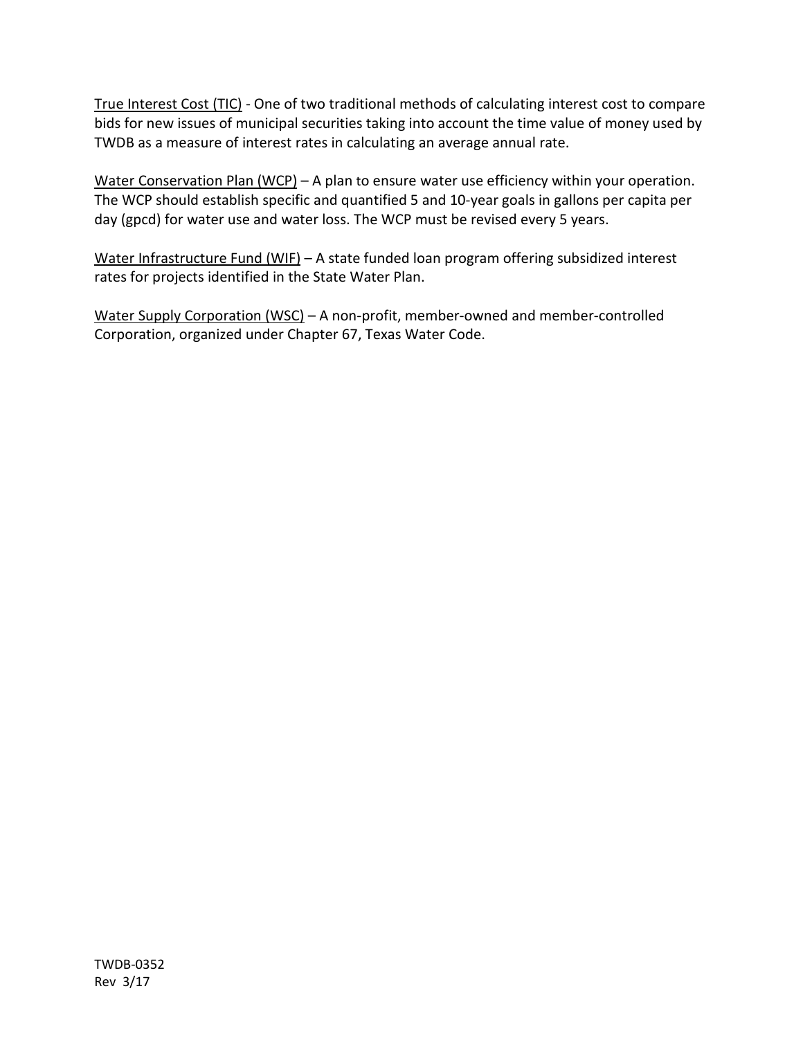<u>True Interest Cost (TIC)</u> - One of two traditional methods of calculating interest cost to compare bids for new issues of municipal securities taking into account the time value of money used by TWDB as a measure of interest rates in calculating an average annual rate.

<u>Water Conservation Plan (WCP)</u> – A plan to ensure water use efficiency within your operation. The WCP should establish specific and quantified 5 and 10-year goals in gallons per capita per day (gpcd) for water use and water loss. The WCP must be revised every 5 years.

<u>Water Infrastructure Fund (WIF)</u> – A state funded loan program offering subsidized interest rates for projects identified in the State Water Plan.

<u>Water Supply Corporation (WSC)</u> – A non-profit, member-owned and member-controlled Corporation, organized under Chapter 67, Texas Water Code.

TWDB-0352
Rev 3/17